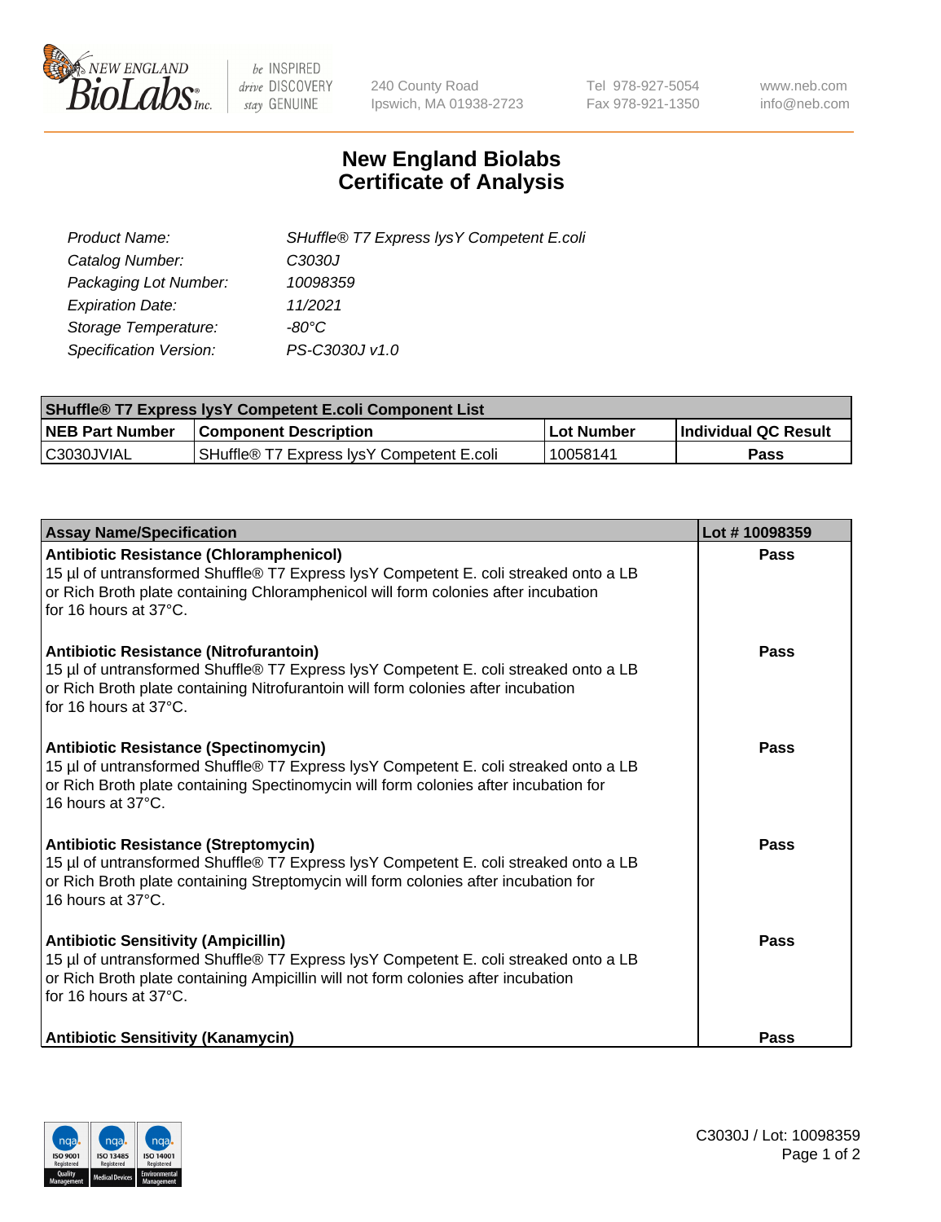New England BioLabs Inc. — be INSPIRED drive DISCOVERY stay GENUINE

240 County Road
Ipswich, MA 01938-2723

Tel 978-927-5054
Fax 978-921-1350

www.neb.com
info@neb.com

# New England Biolabs Certificate of Analysis

| | |
|---|---|
| *Product Name:* | *SHuffle® T7 Express lysY Competent E.coli* |
| *Catalog Number:* | *C3030J* |
| *Packaging Lot Number:* | *10098359* |
| *Expiration Date:* | *11/2021* |
| *Storage Temperature:* | *-80°C* |
| *Specification Version:* | *PS-C3030J v1.0* |

| SHuffle® T7 Express lysY Competent E.coli Component List | | | |
|---|---|---|---|
| **NEB Part Number** | **Component Description** | **Lot Number** | **Individual QC Result** |
| C3030JVIAL | SHuffle® T7 Express lysY Competent E.coli | 10058141 | **Pass** |

| Assay Name/Specification | Lot # 10098359 |
|---|---|
| **Antibiotic Resistance (Chloramphenicol)**<br>15 µl of untransformed Shuffle® T7 Express lysY Competent E. coli streaked onto a LB or Rich Broth plate containing Chloramphenicol will form colonies after incubation for 16 hours at 37°C. | **Pass** |
| **Antibiotic Resistance (Nitrofurantoin)**<br>15 µl of untransformed Shuffle® T7 Express lysY Competent E. coli streaked onto a LB or Rich Broth plate containing Nitrofurantoin will form colonies after incubation for 16 hours at 37°C. | **Pass** |
| **Antibiotic Resistance (Spectinomycin)**<br>15 µl of untransformed Shuffle® T7 Express lysY Competent E. coli streaked onto a LB or Rich Broth plate containing Spectinomycin will form colonies after incubation for 16 hours at 37°C. | **Pass** |
| **Antibiotic Resistance (Streptomycin)**<br>15 µl of untransformed Shuffle® T7 Express lysY Competent E. coli streaked onto a LB or Rich Broth plate containing Streptomycin will form colonies after incubation for 16 hours at 37°C. | **Pass** |
| **Antibiotic Sensitivity (Ampicillin)**<br>15 µl of untransformed Shuffle® T7 Express lysY Competent E. coli streaked onto a LB or Rich Broth plate containing Ampicillin will not form colonies after incubation for 16 hours at 37°C. | **Pass** |
| **Antibiotic Sensitivity (Kanamycin)** | **Pass** |

C3030J / Lot: 10098359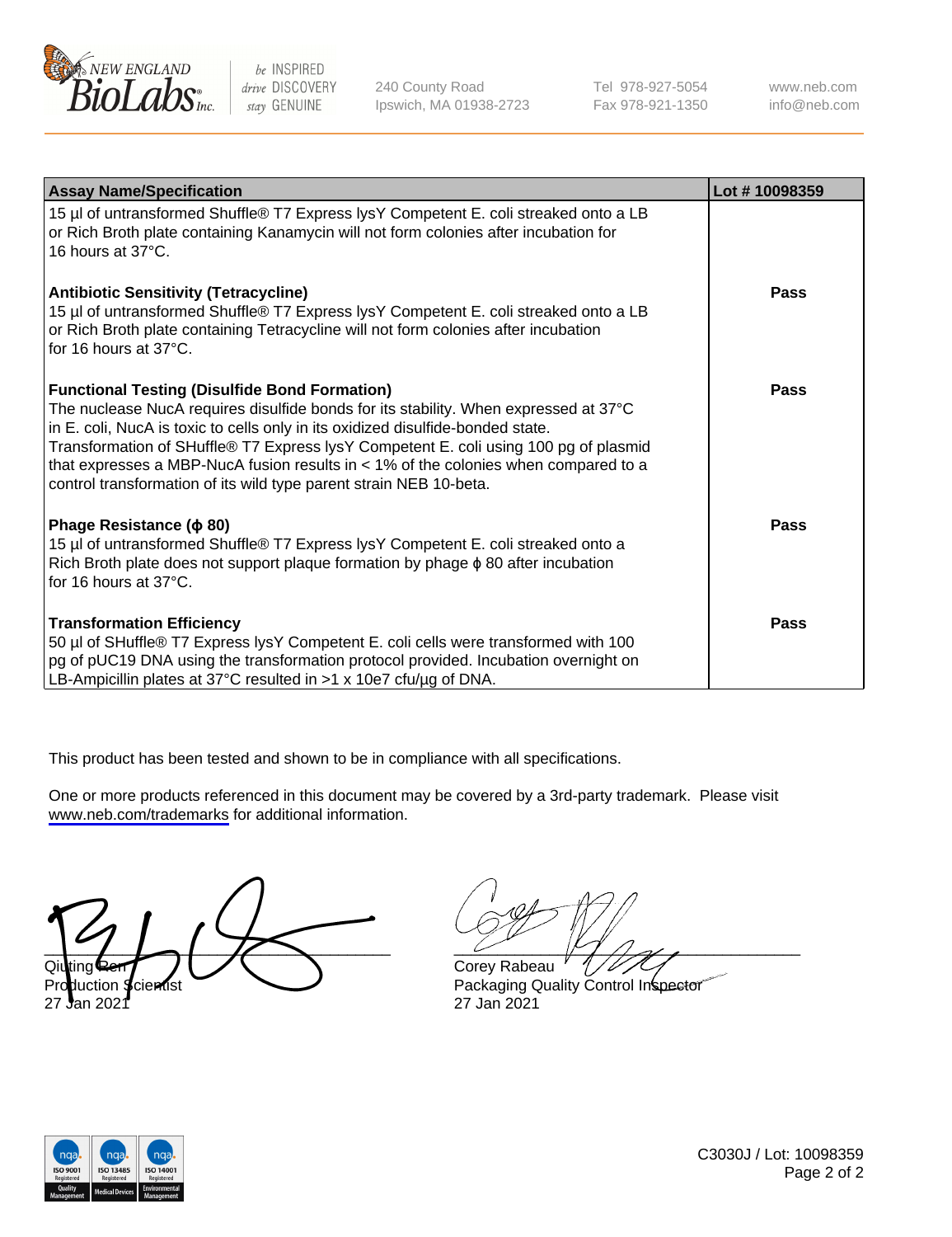| Assay Name/Specification | Lot # 10098359 |
| --- | --- |
| 15 µl of untransformed Shuffle® T7 Express lysY Competent E. coli streaked onto a LB or Rich Broth plate containing Kanamycin will not form colonies after incubation for 16 hours at 37°C. | |
| **Antibiotic Sensitivity (Tetracycline)**<br>15 µl of untransformed Shuffle® T7 Express lysY Competent E. coli streaked onto a LB or Rich Broth plate containing Tetracycline will not form colonies after incubation for 16 hours at 37°C. | **Pass** |
| **Functional Testing (Disulfide Bond Formation)**<br>The nuclease NucA requires disulfide bonds for its stability. When expressed at 37°C in E. coli, NucA is toxic to cells only in its oxidized disulfide-bonded state. Transformation of SHuffle® T7 Express lysY Competent E. coli using 100 pg of plasmid that expresses a MBP-NucA fusion results in < 1% of the colonies when compared to a control transformation of its wild type parent strain NEB 10-beta. | **Pass** |
| **Phage Resistance (ϕ 80)**<br>15 µl of untransformed Shuffle® T7 Express lysY Competent E. coli streaked onto a Rich Broth plate does not support plaque formation by phage ϕ 80 after incubation for 16 hours at 37°C. | **Pass** |
| **Transformation Efficiency**<br>50 µl of SHuffle® T7 Express lysY Competent E. coli cells were transformed with 100 pg of pUC19 DNA using the transformation protocol provided. Incubation overnight on LB-Ampicillin plates at 37°C resulted in >1 x 10e7 cfu/µg of DNA. | **Pass** |

This product has been tested and shown to be in compliance with all specifications.

One or more products referenced in this document may be covered by a 3rd-party trademark. Please visit www.neb.com/trademarks for additional information.

Qiuting Ren
Production Scientist
27 Jan 2021

Corey Rabeau
Packaging Quality Control Inspector
27 Jan 2021

C3030J / Lot: 10098359